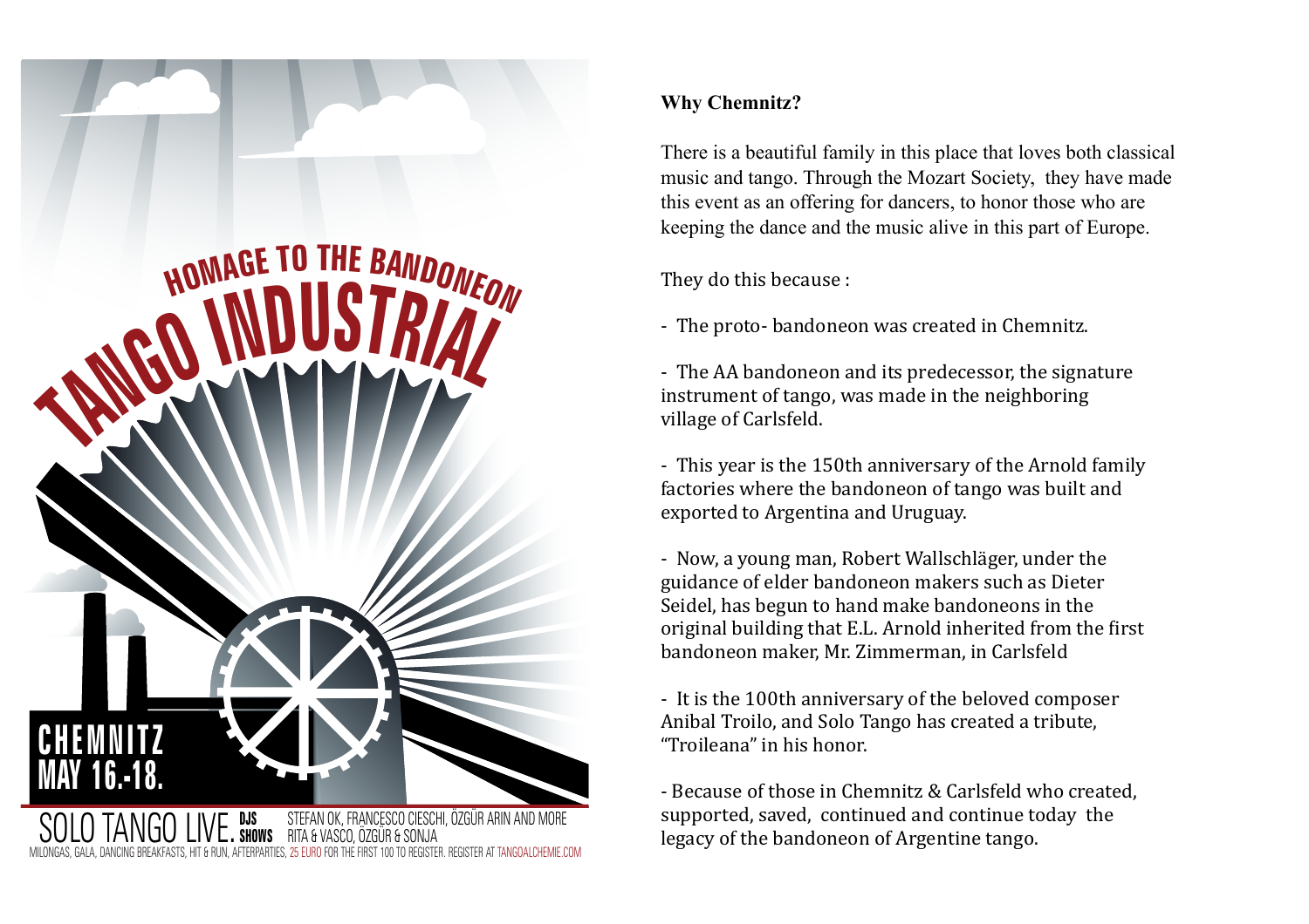HOMAGE TO THE BANDONEON

# TANGO INDUSTRIAL

CHEMNITZ
MAY 16.-18.

SOLO TANGO LIVE. DJS STEFAN OK, FRANCESCO CIESCHI, ÖZGÜR ARIN AND MORE
SHOWS RITA & VASCO, ÖZGÜR & SONJA

MILONGAS, GALA, DANCING BREAKFASTS, HIT & RUN, AFTERPARTIES, 25 EURO FOR THE FIRST 100 TO REGISTER. REGISTER AT TANGOALCHEMIE.COM

**Why Chemnitz?**

There is a beautiful family in this place that loves both classical music and tango. Through the Mozart Society, they have made this event as an offering for dancers, to honor those who are keeping the dance and the music alive in this part of Europe.

They do this because :

- The proto- bandoneon was created in Chemnitz.

- The AA bandoneon and its predecessor, the signature instrument of tango, was made in the neighboring village of Carlsfeld.

- This year is the 150th anniversary of the Arnold family factories where the bandoneon of tango was built and exported to Argentina and Uruguay.

- Now, a young man, Robert Wallschläger, under the guidance of elder bandoneon makers such as Dieter Seidel, has begun to hand make bandoneons in the original building that E.L. Arnold inherited from the first bandoneon maker, Mr. Zimmerman, in Carlsfeld

- It is the 100th anniversary of the beloved composer Anibal Troilo, and Solo Tango has created a tribute, "Troileana" in his honor.

- Because of those in Chemnitz & Carlsfeld who created, supported, saved, continued and continue today the legacy of the bandoneon of Argentine tango.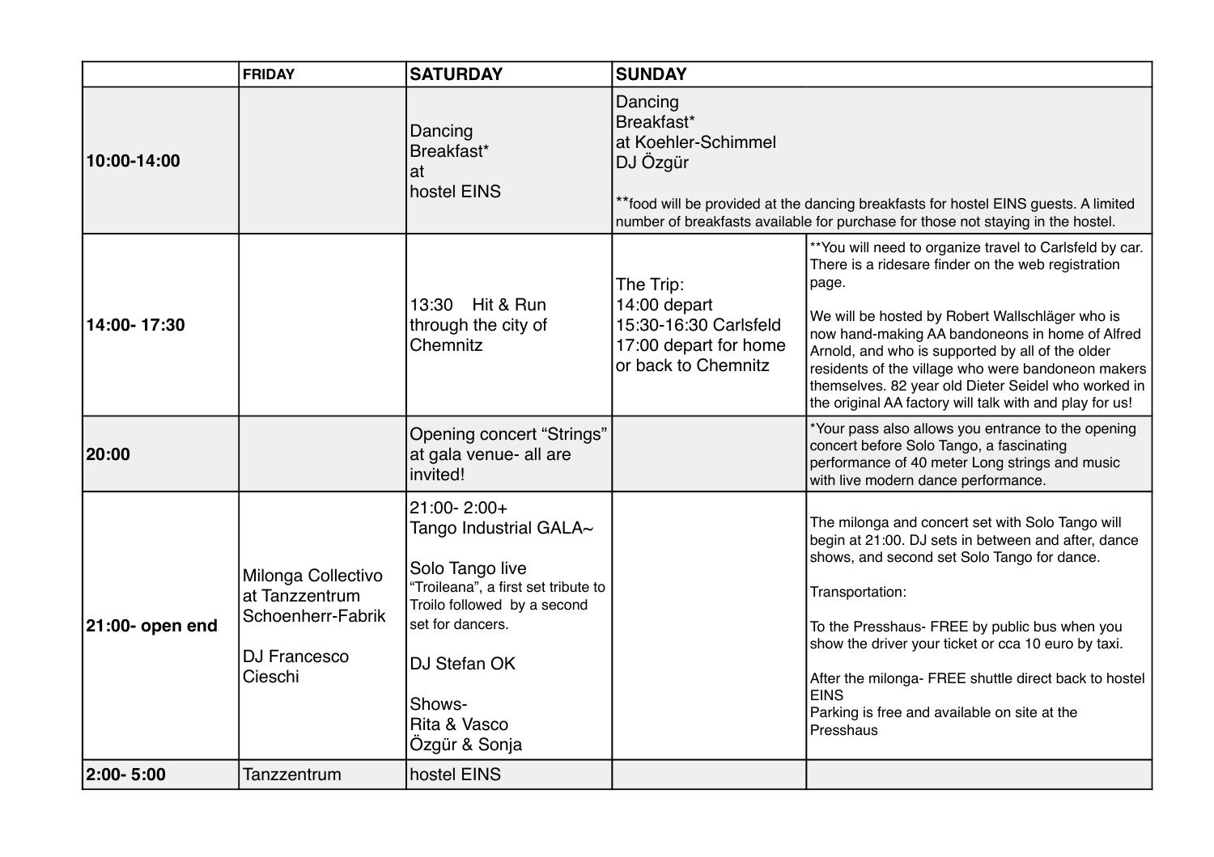| | FRIDAY | SATURDAY | SUNDAY | |
|---|---|---|---|---|
| **10:00-14:00** | | Dancing Breakfast* at hostel EINS | Dancing Breakfast* at Koehler-Schimmel DJ Özgür<br><br>**food will be provided at the dancing breakfasts for hostel EINS guests. A limited number of breakfasts available for purchase for those not staying in the hostel. | |
| **14:00- 17:30** | | 13:30 Hit & Run through the city of Chemnitz | The Trip:<br>14:00 depart<br>15:30-16:30 Carlsfeld<br>17:00 depart for home or back to Chemnitz | **You will need to organize travel to Carlsfeld by car. There is a ridesare finder on the web registration page.<br><br>We will be hosted by Robert Wallschläger who is now hand-making AA bandoneons in home of Alfred Arnold, and who is supported by all of the older residents of the village who were bandoneon makers themselves. 82 year old Dieter Seidel who worked in the original AA factory will talk with and play for us! |
| **20:00** | | Opening concert "Strings" at gala venue- all are invited! | | *Your pass also allows you entrance to the opening concert before Solo Tango, a fascinating performance of 40 meter Long strings and music with live modern dance performance. |
| **21:00- open end** | Milonga Collectivo at Tanzzentrum Schoenherr-Fabrik<br><br>DJ Francesco Cieschi | 21:00- 2:00+<br>Tango Industrial GALA~<br><br>Solo Tango live<br>"Troileana", a first set tribute to Troilo followed by a second set for dancers.<br><br>DJ Stefan OK<br><br>Shows-<br>Rita & Vasco<br>Özgür & Sonja | | The milonga and concert set with Solo Tango will begin at 21:00. DJ sets in between and after, dance shows, and second set Solo Tango for dance.<br><br>Transportation:<br><br>To the Presshaus- FREE by public bus when you show the driver your ticket or cca 10 euro by taxi.<br><br>After the milonga- FREE shuttle direct back to hostel EINS<br>Parking is free and available on site at the Presshaus |
| **2:00- 5:00** | Tanzzentrum | hostel EINS | | |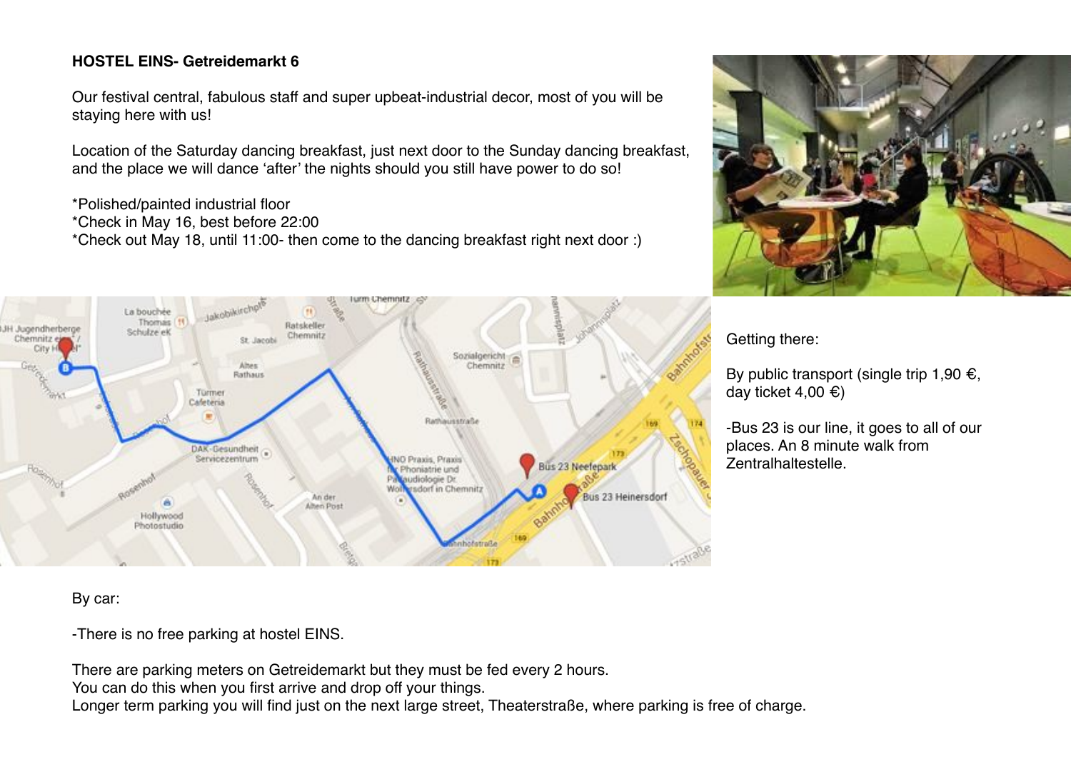**HOSTEL EINS- Getreidemarkt 6**

Our festival central, fabulous staff and super upbeat-industrial decor, most of you will be staying here with us!

Location of the Saturday dancing breakfast, just next door to the Sunday dancing breakfast, and the place we will dance 'after' the nights should you still have power to do so!

*Polished/painted industrial floor
*Check in May 16, best before 22:00
*Check out May 18, until 11:00- then come to the dancing breakfast right next door :)

Getting there:

By public transport (single trip 1,90 €, day ticket 4,00 €)

-Bus 23 is our line, it goes to all of our places. An 8 minute walk from Zentralhaltestelle.

By car:

-There is no free parking at hostel EINS.

There are parking meters on Getreidemarkt but they must be fed every 2 hours.
You can do this when you first arrive and drop off your things.
Longer term parking you will find just on the next large street, Theaterstraße, where parking is free of charge.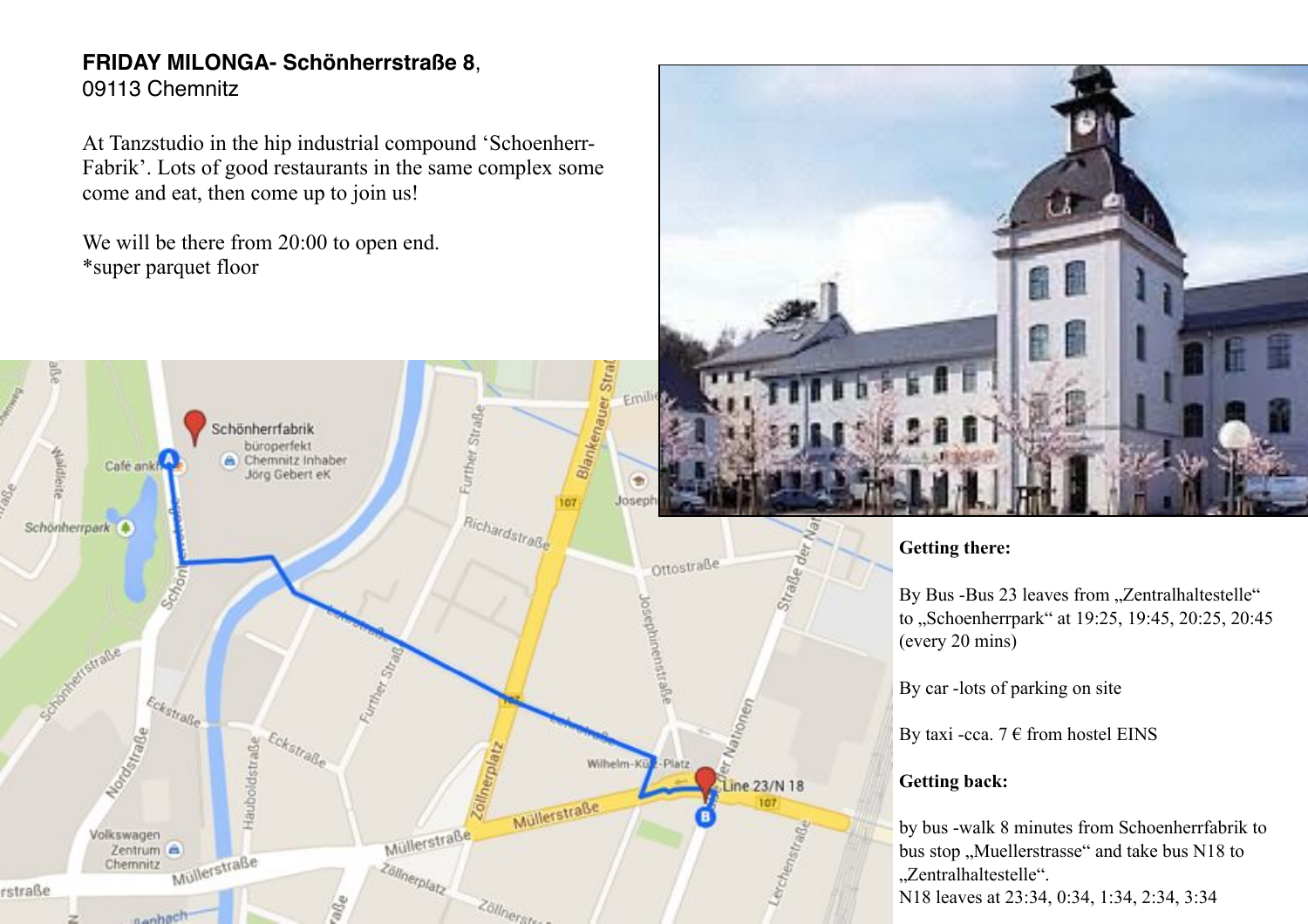**FRIDAY MILONGA- Schönherrstraße 8**,
09113 Chemnitz

At Tanzstudio in the hip industrial compound 'Schoenherr-Fabrik'. Lots of good restaurants in the same complex some come and eat, then come up to join us!

We will be there from 20:00 to open end.
*super parquet floor

**Getting there:**

By Bus -Bus 23 leaves from „Zentralhaltestelle" to „Schoenherrpark" at 19:25, 19:45, 20:25, 20:45 (every 20 mins)

By car -lots of parking on site

By taxi -cca. 7 € from hostel EINS

**Getting back:**

by bus -walk 8 minutes from Schoenherrfabrik to bus stop „Muellerstrasse" and take bus N18 to „Zentralhaltestelle".
N18 leaves at 23:34, 0:34, 1:34, 2:34, 3:34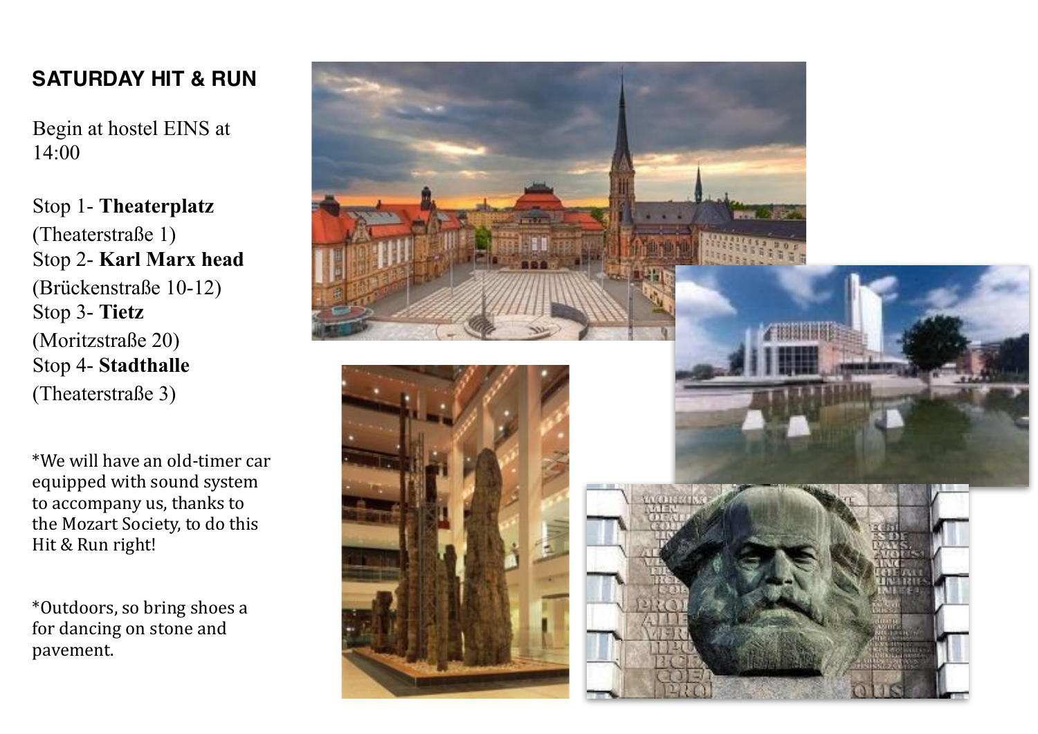## SATURDAY HIT & RUN

Begin at hostel EINS at 14:00

Stop 1- **Theaterplatz** (Theaterstraße 1)
Stop 2- **Karl Marx head** (Brückenstraße 10-12)
Stop 3- **Tietz** (Moritzstraße 20)
Stop 4- **Stadthalle** (Theaterstraße 3)

*We will have an old-timer car equipped with sound system to accompany us, thanks to the Mozart Society, to do this Hit & Run right!

*Outdoors, so bring shoes a for dancing on stone and pavement.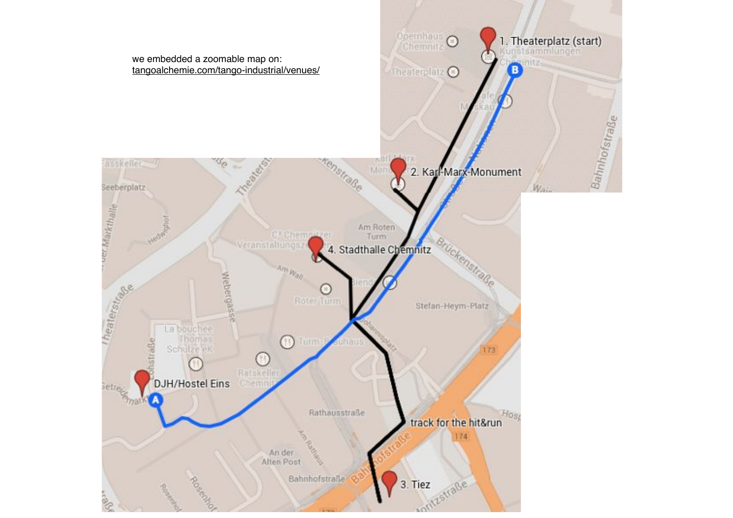we embedded a zoomable map on:
tangoalchemie.com/tango-industrial/venues/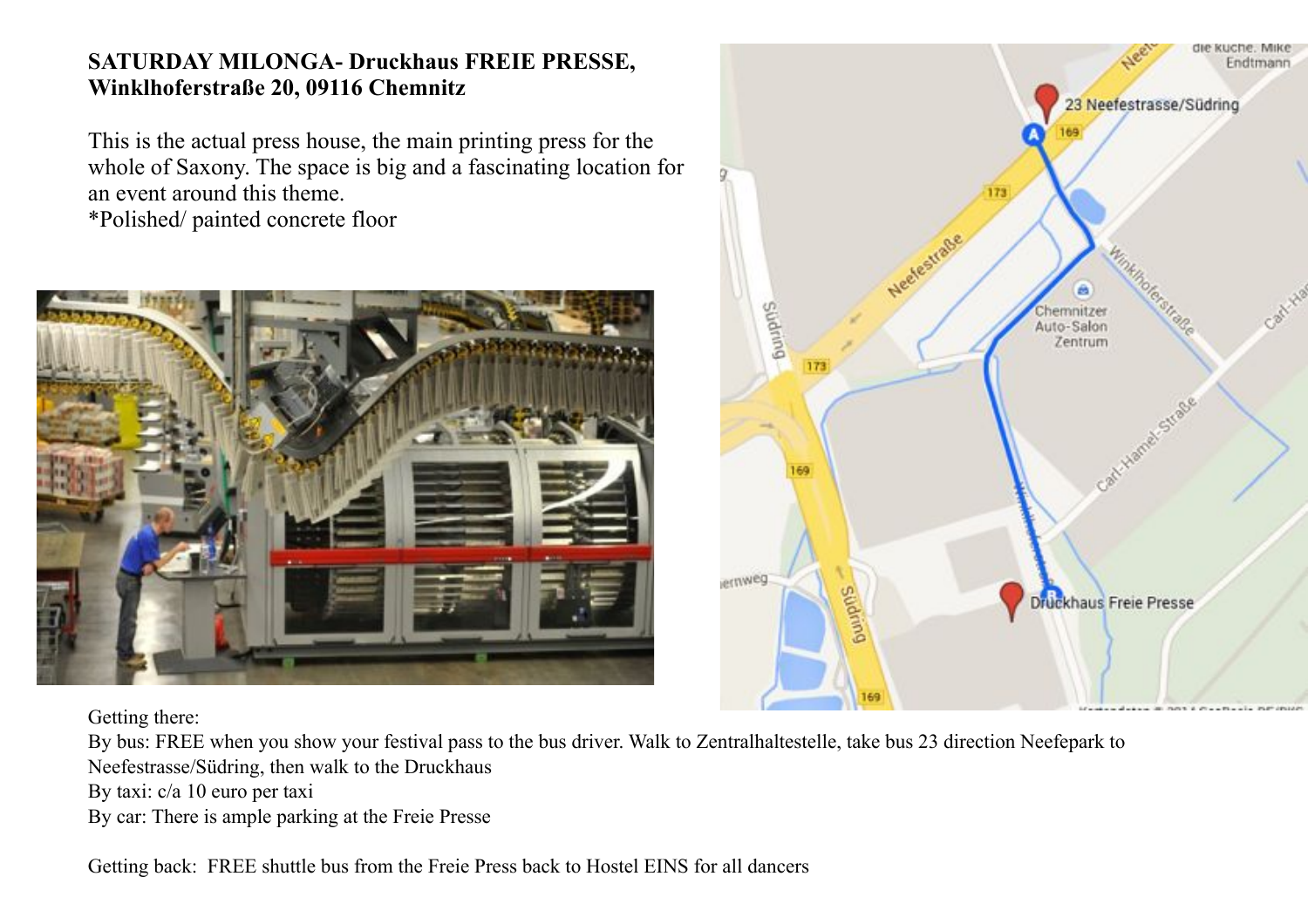**SATURDAY MILONGA- Druckhaus FREIE PRESSE, Winklhoferstraße 20, 09116 Chemnitz**

This is the actual press house, the main printing press for the whole of Saxony. The space is big and a fascinating location for an event around this theme.
*Polished/ painted concrete floor

Getting there:
By bus: FREE when you show your festival pass to the bus driver. Walk to Zentralhaltestelle, take bus 23 direction Neefepark to Neefestrasse/Südring, then walk to the Druckhaus
By taxi: c/a 10 euro per taxi
By car: There is ample parking at the Freie Presse

Getting back: FREE shuttle bus from the Freie Press back to Hostel EINS for all dancers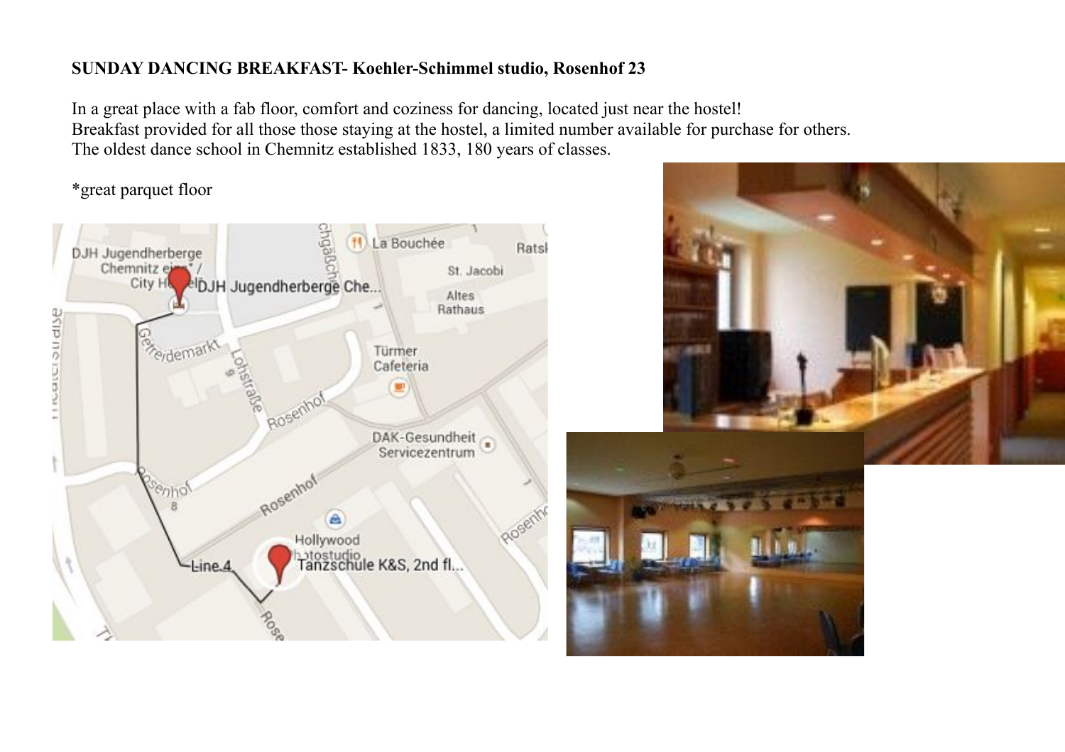**SUNDAY DANCING BREAKFAST- Koehler-Schimmel studio, Rosenhof 23**

In a great place with a fab floor, comfort and coziness for dancing, located just near the hostel!
Breakfast provided for all those those staying at the hostel, a limited number available for purchase for others.
The oldest dance school in Chemnitz established 1833, 180 years of classes.

*great parquet floor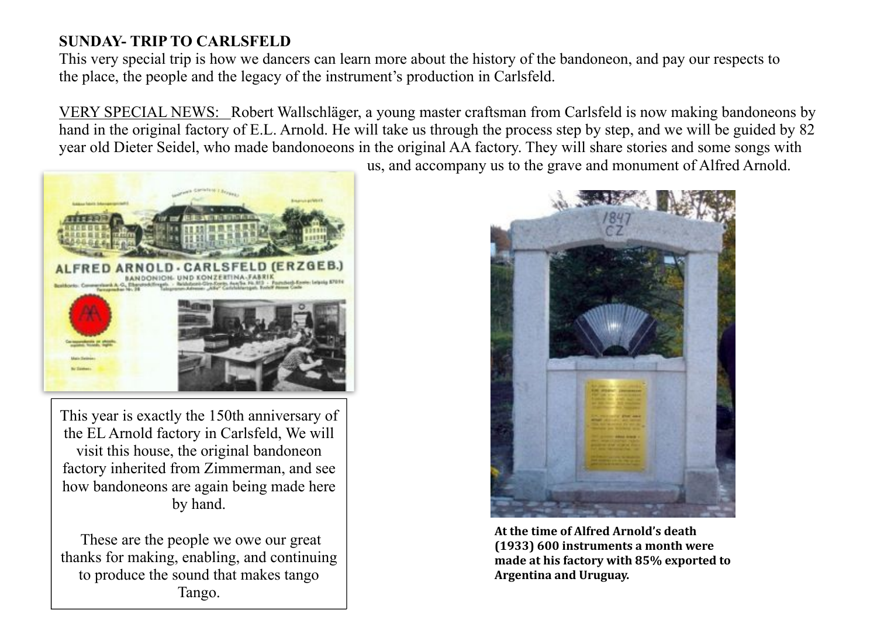**SUNDAY- TRIP TO CARLSFELD**

This very special trip is how we dancers can learn more about the history of the bandoneon, and pay our respects to the place, the people and the legacy of the instrument's production in Carlsfeld.

VERY SPECIAL NEWS: Robert Wallschläger, a young master craftsman from Carlsfeld is now making bandoneons by hand in the original factory of E.L. Arnold. He will take us through the process step by step, and we will be guided by 82 year old Dieter Seidel, who made bandonoeons in the original AA factory. They will share stories and some songs with us, and accompany us to the grave and monument of Alfred Arnold.

This year is exactly the 150th anniversary of the EL Arnold factory in Carlsfeld, We will visit this house, the original bandoneon factory inherited from Zimmerman, and see how bandoneons are again being made here by hand.

These are the people we owe our great thanks for making, enabling, and continuing to produce the sound that makes tango Tango.

**At the time of Alfred Arnold's death (1933) 600 instruments a month were made at his factory with 85% exported to Argentina and Uruguay.**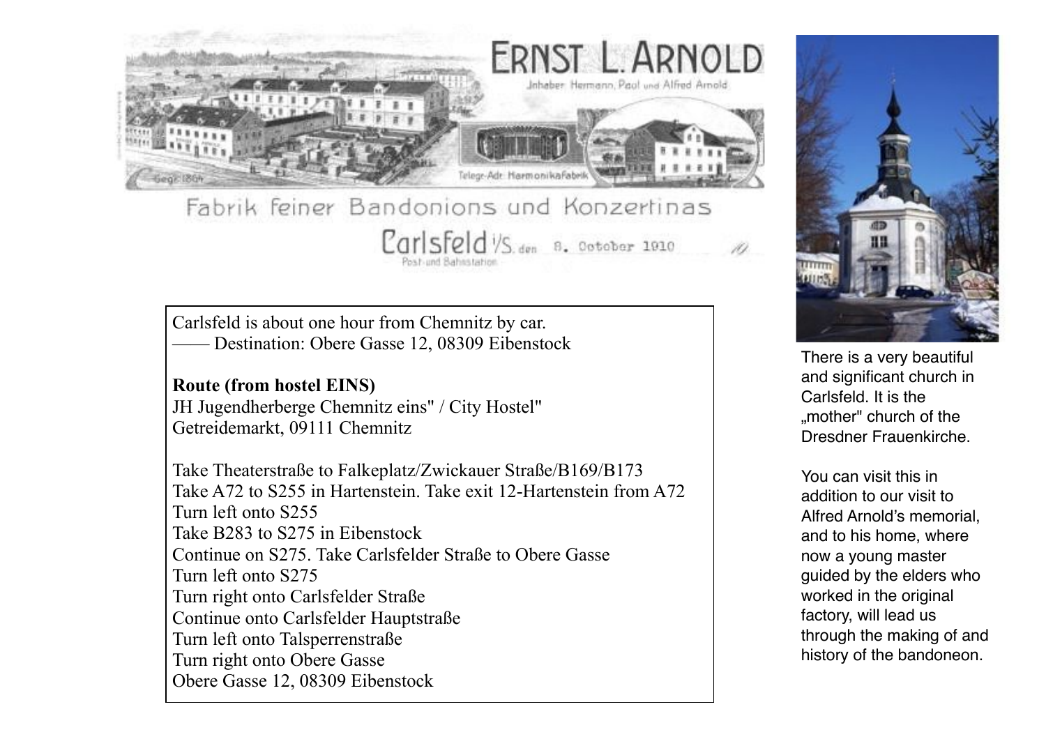Carlsfeld is about one hour from Chemnitz by car.
—— Destination: Obere Gasse 12, 08309 Eibenstock

**Route (from hostel EINS)**
JH Jugendherberge Chemnitz eins" / City Hostel"
Getreidemarkt, 09111 Chemnitz

Take Theaterstraße to Falkeplatz/Zwickauer Straße/B169/B173
Take A72 to S255 in Hartenstein. Take exit 12-Hartenstein from A72
Turn left onto S255
Take B283 to S275 in Eibenstock
Continue on S275. Take Carlsfelder Straße to Obere Gasse
Turn left onto S275
Turn right onto Carlsfelder Straße
Continue onto Carlsfelder Hauptstraße
Turn left onto Talsperrenstraße
Turn right onto Obere Gasse
Obere Gasse 12, 08309 Eibenstock

There is a very beautiful and significant church in Carlsfeld. It is the „mother" church of the Dresdner Frauenkirche.

You can visit this in addition to our visit to Alfred Arnold's memorial, and to his home, where now a young master guided by the elders who worked in the original factory, will lead us through the making of and history of the bandoneon.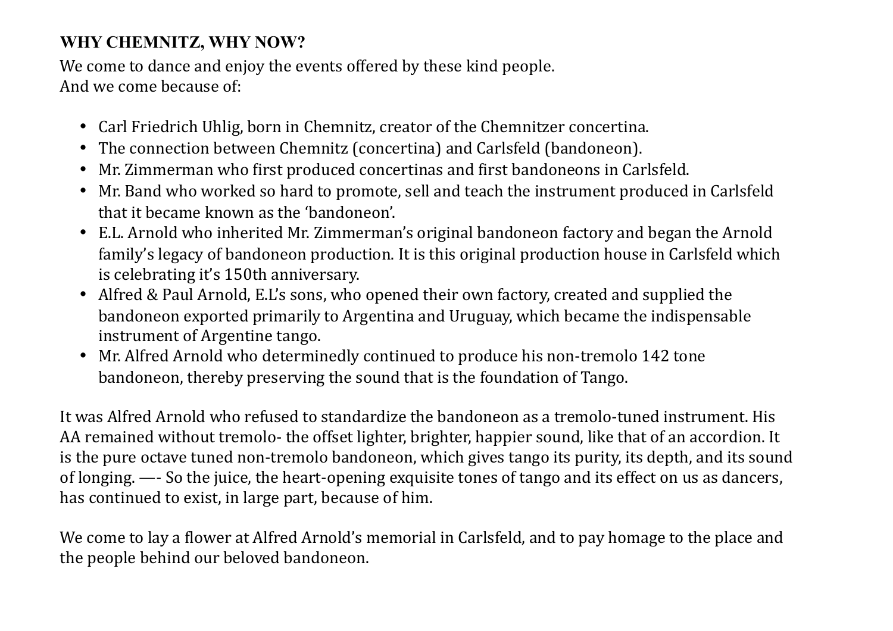## WHY CHEMNITZ, WHY NOW?

We come to dance and enjoy the events offered by these kind people.
And we come because of:

- Carl Friedrich Uhlig, born in Chemnitz, creator of the Chemnitzer concertina.
- The connection between Chemnitz (concertina) and Carlsfeld (bandoneon).
- Mr. Zimmerman who first produced concertinas and first bandoneons in Carlsfeld.
- Mr. Band who worked so hard to promote, sell and teach the instrument produced in Carlsfeld that it became known as the 'bandoneon'.
- E.L. Arnold who inherited Mr. Zimmerman's original bandoneon factory and began the Arnold family's legacy of bandoneon production. It is this original production house in Carlsfeld which is celebrating it's 150th anniversary.
- Alfred & Paul Arnold, E.L's sons, who opened their own factory, created and supplied the bandoneon exported primarily to Argentina and Uruguay, which became the indispensable instrument of Argentine tango.
- Mr. Alfred Arnold who determinedly continued to produce his non-tremolo 142 tone bandoneon, thereby preserving the sound that is the foundation of Tango.

It was Alfred Arnold who refused to standardize the bandoneon as a tremolo-tuned instrument. His AA remained without tremolo- the offset lighter, brighter, happier sound, like that of an accordion. It is the pure octave tuned non-tremolo bandoneon, which gives tango its purity, its depth, and its sound of longing. —- So the juice, the heart-opening exquisite tones of tango and its effect on us as dancers, has continued to exist, in large part, because of him.

We come to lay a flower at Alfred Arnold's memorial in Carlsfeld, and to pay homage to the place and the people behind our beloved bandoneon.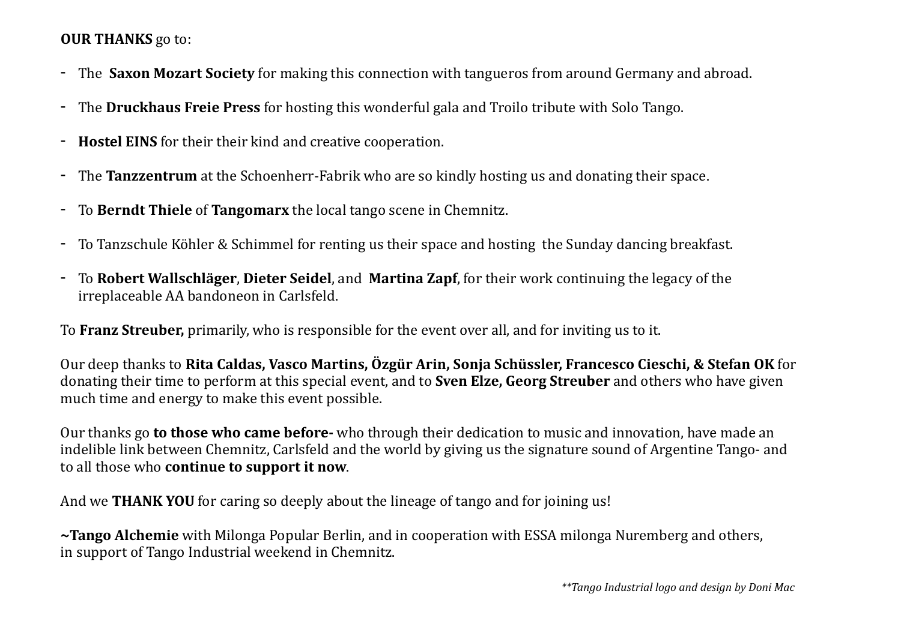**OUR THANKS** go to:

- The **Saxon Mozart Society** for making this connection with tangueros from around Germany and abroad.
- The **Druckhaus Freie Press** for hosting this wonderful gala and Troilo tribute with Solo Tango.
- **Hostel EINS** for their their kind and creative cooperation.
- The **Tanzzentrum** at the Schoenherr-Fabrik who are so kindly hosting us and donating their space.
- To **Berndt Thiele** of **Tangomarx** the local tango scene in Chemnitz.
- To Tanzschule Köhler & Schimmel for renting us their space and hosting the Sunday dancing breakfast.
- To **Robert Wallschläger**, **Dieter Seidel**, and **Martina Zapf**, for their work continuing the legacy of the irreplaceable AA bandoneon in Carlsfeld.

To **Franz Streuber,** primarily, who is responsible for the event over all, and for inviting us to it.

Our deep thanks to **Rita Caldas, Vasco Martins, Özgür Arin, Sonja Schüssler, Francesco Cieschi, & Stefan OK** for donating their time to perform at this special event, and to **Sven Elze, Georg Streuber** and others who have given much time and energy to make this event possible.

Our thanks go **to those who came before-** who through their dedication to music and innovation, have made an indelible link between Chemnitz, Carlsfeld and the world by giving us the signature sound of Argentine Tango- and to all those who **continue to support it now**.

And we **THANK YOU** for caring so deeply about the lineage of tango and for joining us!

**~Tango Alchemie** with Milonga Popular Berlin, and in cooperation with ESSA milonga Nuremberg and others, in support of Tango Industrial weekend in Chemnitz.

*\*\*Tango Industrial logo and design by Doni Mac*